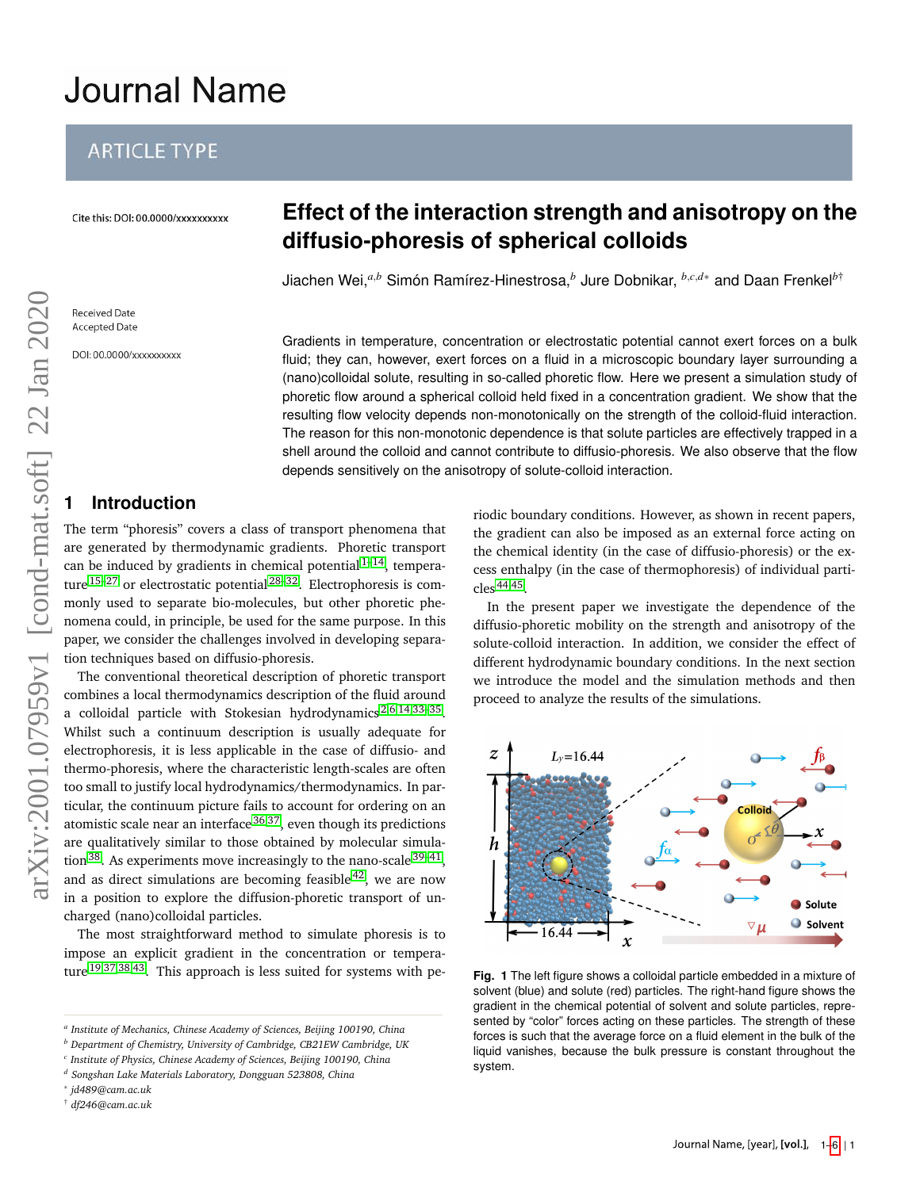# Effect of the interaction strength and anisotropy on the diffusio-phoresis of spherical colloids

Jiachen Wei,[a,b] Simón Ramírez-Hinestrosa,[b] Jure Dobnikar, [b,c,d*] and Daan Frenkel[b†]

Cite this: DOI: 00.0000/xxxxxxxxxx

Received Date
Accepted Date

DOI: 00.0000/xxxxxxxxxx

Gradients in temperature, concentration or electrostatic potential cannot exert forces on a bulk fluid; they can, however, exert forces on a fluid in a microscopic boundary layer surrounding a (nano)colloidal solute, resulting in so-called phoretic flow. Here we present a simulation study of phoretic flow around a spherical colloid held fixed in a concentration gradient. We show that the resulting flow velocity depends non-monotonically on the strength of the colloid-fluid interaction. The reason for this non-monotonic dependence is that solute particles are effectively trapped in a shell around the colloid and cannot contribute to diffusio-phoresis. We also observe that the flow depends sensitively on the anisotropy of solute-colloid interaction.

## 1 Introduction

The term "phoresis" covers a class of transport phenomena that are generated by thermodynamic gradients. Phoretic transport can be induced by gradients in chemical potential[1–14], temperature[15–27] or electrostatic potential[28–32]. Electrophoresis is commonly used to separate bio-molecules, but other phoretic phenomena could, in principle, be used for the same purpose. In this paper, we consider the challenges involved in developing separation techniques based on diffusio-phoresis.

The conventional theoretical description of phoretic transport combines a local thermodynamics description of the fluid around a colloidal particle with Stokesian hydrodynamics[2,6,14,33,35]. Whilst such a continuum description is usually adequate for electrophoresis, it is less applicable in the case of diffusio- and thermo-phoresis, where the characteristic length-scales are often too small to justify local hydrodynamics/thermodynamics. In particular, the continuum picture fails to account for ordering on an atomistic scale near an interface[36,37], even though its predictions are qualitatively similar to those obtained by molecular simulation[38]. As experiments move increasingly to the nano-scale[39–41], and as direct simulations are becoming feasible[42], we are now in a position to explore the diffusion-phoretic transport of uncharged (nano)colloidal particles.

The most straightforward method to simulate phoresis is to impose an explicit gradient in the concentration or temperature[19,37,38,43]. This approach is less suited for systems with periodic boundary conditions. However, as shown in recent papers, the gradient can also be imposed as an external force acting on the chemical identity (in the case of diffusio-phoresis) or the excess enthalpy (in the case of thermophoresis) of individual particles[44,45].

In the present paper we investigate the dependence of the diffusio-phoretic mobility on the strength and anisotropy of the solute-colloid interaction. In addition, we consider the effect of different hydrodynamic boundary conditions. In the next section we introduce the model and the simulation methods and then proceed to analyze the results of the simulations.

**Fig. 1** The left figure shows a colloidal particle embedded in a mixture of solvent (blue) and solute (red) particles. The right-hand figure shows the gradient in the chemical potential of solvent and solute particles, represented by "color" forces acting on these particles. The strength of these forces is such that the average force on a fluid element in the bulk of the liquid vanishes, because the bulk pressure is constant throughout the system.

[a] Institute of Mechanics, Chinese Academy of Sciences, Beijing 100190, China
[b] Department of Chemistry, University of Cambridge, CB21EW Cambridge, UK
[c] Institute of Physics, Chinese Academy of Sciences, Beijing 100190, China
[d] Songshan Lake Materials Laboratory, Dongguan 523808, China
[*] jd489@cam.ac.uk
[†] df246@cam.ac.uk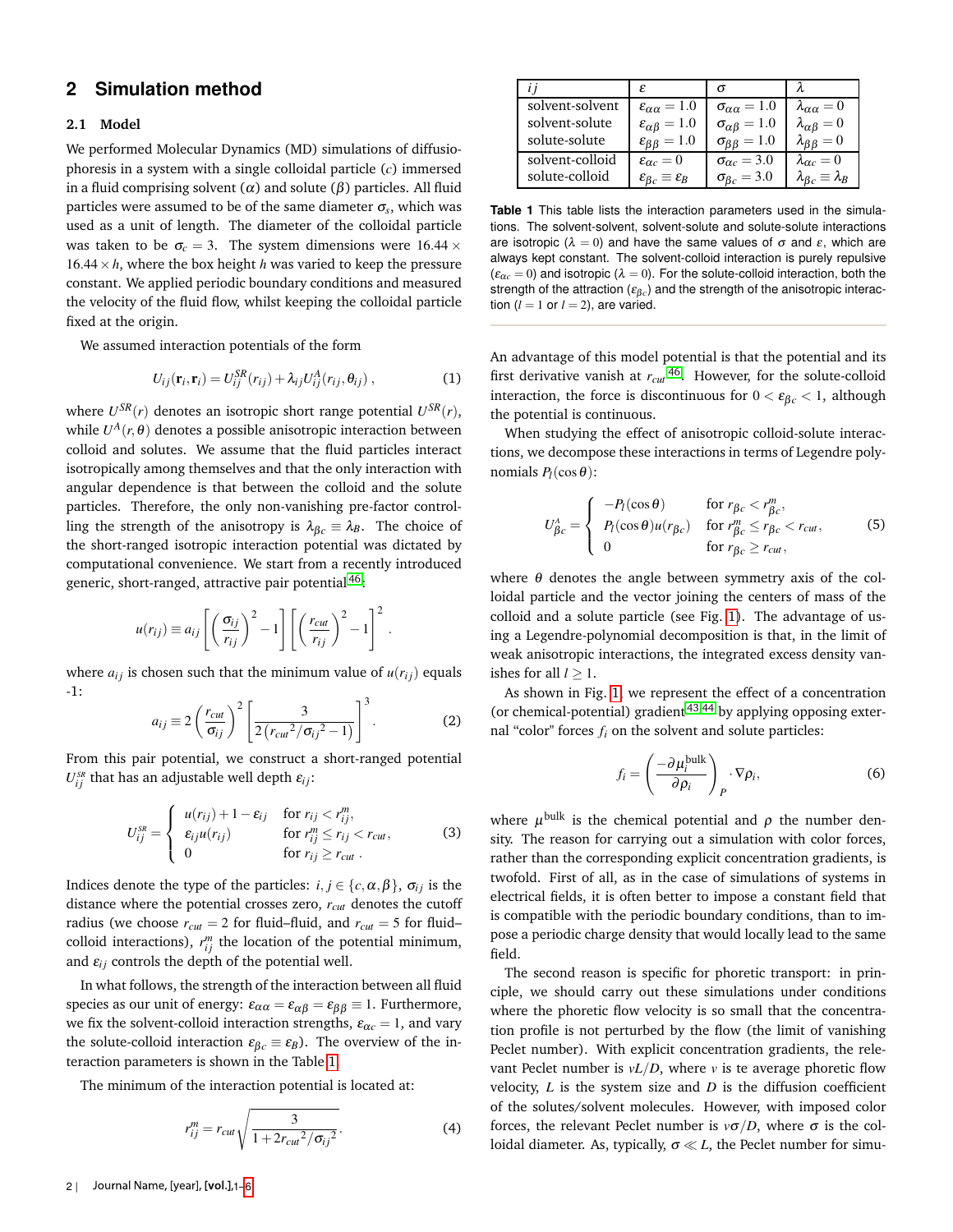## 2 Simulation method

### 2.1 Model

We performed Molecular Dynamics (MD) simulations of diffusiophoresis in a system with a single colloidal particle ($c$) immersed in a fluid comprising solvent ($\alpha$) and solute ($\beta$) particles. All fluid particles were assumed to be of the same diameter $\sigma_s$, which was used as a unit of length. The diameter of the colloidal particle was taken to be $\sigma_c = 3$. The system dimensions were $16.44 \times 16.44 \times h$, where the box height $h$ was varied to keep the pressure constant. We applied periodic boundary conditions and measured the velocity of the fluid flow, whilst keeping the colloidal particle fixed at the origin.

We assumed interaction potentials of the form

$$U_{ij}(\mathbf{r}_i,\mathbf{r}_i) = U^{SR}_{ij}(r_{ij}) + \lambda_{ij} U^{A}_{ij}(r_{ij},\theta_{ij}) \,, \tag{1}$$

where $U^{SR}(r)$ denotes an isotropic short range potential $U^{SR}(r)$, while $U^{A}(r,\theta)$ denotes a possible anisotropic interaction between colloid and solutes. We assume that the fluid particles interact isotropically among themselves and that the only interaction with angular dependence is that between the colloid and the solute particles. Therefore, the only non-vanishing pre-factor controlling the strength of the anisotropy is $\lambda_{\beta c} \equiv \lambda_B$. The choice of the short-ranged isotropic interaction potential was dictated by computational convenience. We start from a recently introduced generic, short-ranged, attractive pair potential[46]:

$$u(r_{ij}) \equiv a_{ij} \left[ \left( \frac{\sigma_{ij}}{r_{ij}} \right)^2 - 1 \right] \left[ \left( \frac{r_{cut}}{r_{ij}} \right)^2 - 1 \right]^2 .$$

where $a_{ij}$ is chosen such that the minimum value of $u(r_{ij})$ equals -1:

$$a_{ij} \equiv 2 \left( \frac{r_{cut}}{\sigma_{ij}} \right)^2 \left[ \frac{3}{2\left( {r_{cut}}^2/{\sigma_{ij}}^2 - 1 \right)} \right]^3 . \tag{2}$$

From this pair potential, we construct a short-ranged potential $U^{SR}_{ij}$ that has an adjustable well depth $\varepsilon_{ij}$:

$$U^{SR}_{ij} = \begin{cases} u(r_{ij}) + 1 - \varepsilon_{ij} & \text{for } r_{ij} < r^m_{ij}, \\ \varepsilon_{ij} u(r_{ij}) & \text{for } r^m_{ij} \leq r_{ij} < r_{cut}, \\ 0 & \text{for } r_{ij} \geq r_{cut} \,. \end{cases} \tag{3}$$

Indices denote the type of the particles: $i,j \in \{c,\alpha,\beta\}$, $\sigma_{ij}$ is the distance where the potential crosses zero, $r_{cut}$ denotes the cutoff radius (we choose $r_{cut} = 2$ for fluid–fluid, and $r_{cut} = 5$ for fluid–colloid interactions), $r^m_{ij}$ the location of the potential minimum, and $\varepsilon_{ij}$ controls the depth of the potential well.

In what follows, the strength of the interaction between all fluid species as our unit of energy: $\varepsilon_{\alpha\alpha} = \varepsilon_{\alpha\beta} = \varepsilon_{\beta\beta} \equiv 1$. Furthermore, we fix the solvent-colloid interaction strengths, $\varepsilon_{\alpha c} = 1$, and vary the solute-colloid interaction $\varepsilon_{\beta c} \equiv \varepsilon_B$). The overview of the interaction parameters is shown in the Table 1.

The minimum of the interaction potential is located at:

$$r^m_{ij} = r_{cut} \sqrt{\frac{3}{1 + 2{r_{cut}}^2/{\sigma_{ij}}^2}} . \tag{4}$$

| $ij$ | $\varepsilon$ | $\sigma$ | $\lambda$ |
|---|---|---|---|
| solvent-solvent | $\varepsilon_{\alpha\alpha} = 1.0$ | $\sigma_{\alpha\alpha} = 1.0$ | $\lambda_{\alpha\alpha} = 0$ |
| solvent-solute | $\varepsilon_{\alpha\beta} = 1.0$ | $\sigma_{\alpha\beta} = 1.0$ | $\lambda_{\alpha\beta} = 0$ |
| solute-solute | $\varepsilon_{\beta\beta} = 1.0$ | $\sigma_{\beta\beta} = 1.0$ | $\lambda_{\beta\beta} = 0$ |
| solvent-colloid | $\varepsilon_{\alpha c} = 0$ | $\sigma_{\alpha c} = 3.0$ | $\lambda_{\alpha c} = 0$ |
| solute-colloid | $\varepsilon_{\beta c} \equiv \varepsilon_B$ | $\sigma_{\beta c} = 3.0$ | $\lambda_{\beta c} \equiv \lambda_B$ |

**Table 1** This table lists the interaction parameters used in the simulations. The solvent-solvent, solvent-solute and solute-solute interactions are isotropic ($\lambda = 0$) and have the same values of $\sigma$ and $\varepsilon$, which are always kept constant. The solvent-colloid interaction is purely repulsive ($\varepsilon_{\alpha c} = 0$) and isotropic ($\lambda = 0$). For the solute-colloid interaction, both the strength of the attraction ($\varepsilon_{\beta c}$) and the strength of the anisotropic interaction ($l = 1$ or $l = 2$), are varied.

An advantage of this model potential is that the potential and its first derivative vanish at $r_{cut}$[46]. However, for the solute-colloid interaction, the force is discontinuous for $0 < \varepsilon_{\beta c} < 1$, although the potential is continuous.

When studying the effect of anisotropic colloid-solute interactions, we decompose these interactions in terms of Legendre polynomials $P_l(\cos\theta)$:

$$U^{A}_{\beta c} = \begin{cases} -P_l(\cos\theta) & \text{for } r_{\beta c} < r^m_{\beta c}, \\ P_l(\cos\theta) u(r_{\beta c}) & \text{for } r^m_{\beta c} \leq r_{\beta c} < r_{cut}, \\ 0 & \text{for } r_{\beta c} \geq r_{cut}, \end{cases} \tag{5}$$

where $\theta$ denotes the angle between symmetry axis of the colloidal particle and the vector joining the centers of mass of the colloid and a solute particle (see Fig. 1). The advantage of using a Legendre-polynomial decomposition is that, in the limit of weak anisotropic interactions, the integrated excess density vanishes for all $l \geq 1$.

As shown in Fig. 1, we represent the effect of a concentration (or chemical-potential) gradient[43,44] by applying opposing external "color" forces $f_i$ on the solvent and solute particles:

$$f_i = \left( \frac{-\partial \mu^{\rm bulk}_i}{\partial \rho_i} \right)_P \cdot \nabla \rho_i, \tag{6}$$

where $\mu^{\rm bulk}$ is the chemical potential and $\rho$ the number density. The reason for carrying out a simulation with color forces, rather than the corresponding explicit concentration gradients, is twofold. First of all, as in the case of simulations of systems in electrical fields, it is often better to impose a constant field that is compatible with the periodic boundary conditions, than to impose a periodic charge density that would locally lead to the same field.

The second reason is specific for phoretic transport: in principle, we should carry out these simulations under conditions where the phoretic flow velocity is so small that the concentration profile is not perturbed by the flow (the limit of vanishing Peclet number). With explicit concentration gradients, the relevant Peclet number is $vL/D$, where $v$ is te average phoretic flow velocity, $L$ is the system size and $D$ is the diffusion coefficient of the solutes/solvent molecules. However, with imposed color forces, the relevant Peclet number is $v\sigma/D$, where $\sigma$ is the colloidal diameter. As, typically, $\sigma \ll L$, the Peclet number for simu-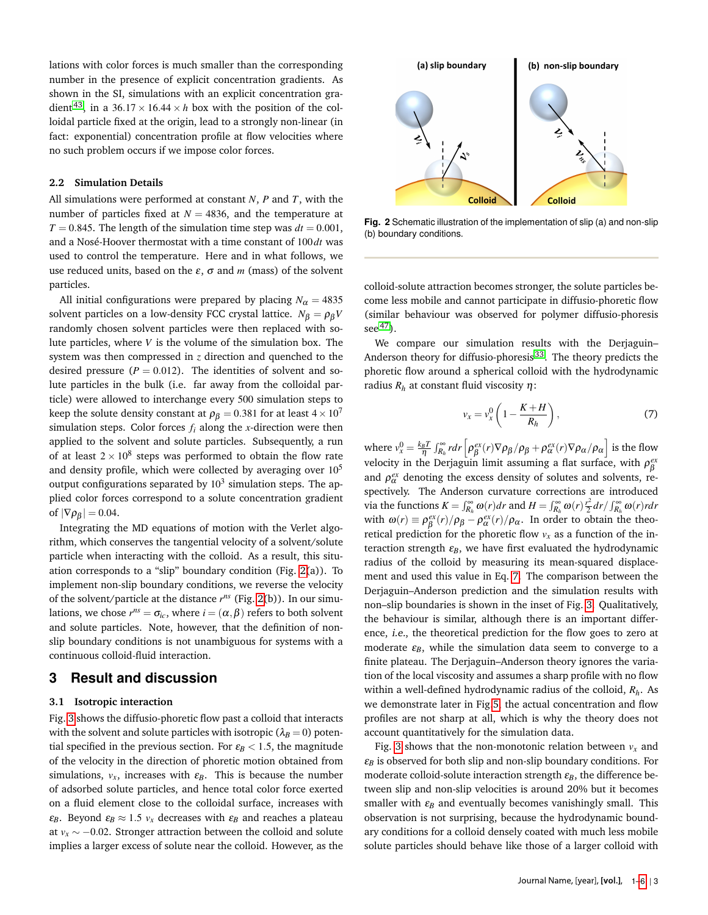lations with color forces is much smaller than the corresponding number in the presence of explicit concentration gradients. As shown in the SI, simulations with an explicit concentration gradient[43], in a $36.17 \times 16.44 \times h$ box with the position of the colloidal particle fixed at the origin, lead to a strongly non-linear (in fact: exponential) concentration profile at flow velocities where no such problem occurs if we impose color forces.

### 2.2 Simulation Details

All simulations were performed at constant $N$, $P$ and $T$, with the number of particles fixed at $N = 4836$, and the temperature at $T = 0.845$. The length of the simulation time step was $dt = 0.001$, and a Nosé-Hoover thermostat with a time constant of $100dt$ was used to control the temperature. Here and in what follows, we use reduced units, based on the $\varepsilon$, $\sigma$ and $m$ (mass) of the solvent particles.

All initial configurations were prepared by placing $N_\alpha = 4835$ solvent particles on a low-density FCC crystal lattice. $N_\beta = \rho_\beta V$ randomly chosen solvent particles were then replaced with solute particles, where $V$ is the volume of the simulation box. The system was then compressed in $z$ direction and quenched to the desired pressure ($P = 0.012$). The identities of solvent and solute particles in the bulk (i.e. far away from the colloidal particle) were allowed to interchange every 500 simulation steps to keep the solute density constant at $\rho_\beta = 0.381$ for at least $4 \times 10^7$ simulation steps. Color forces $f_i$ along the $x$-direction were then applied to the solvent and solute particles. Subsequently, a run of at least $2 \times 10^8$ steps was performed to obtain the flow rate and density profile, which were collected by averaging over $10^5$ output configurations separated by $10^3$ simulation steps. The applied color forces correspond to a solute concentration gradient of $|\nabla\rho_\beta| = 0.04$.

Integrating the MD equations of motion with the Verlet algorithm, which conserves the tangential velocity of a solvent/solute particle when interacting with the colloid. As a result, this situation corresponds to a "slip" boundary condition (Fig. 2(a)). To implement non-slip boundary conditions, we reverse the velocity of the solvent/particle at the distance $r^{ns}$ (Fig. 2(b)). In our simulations, we chose $r^{ns} = \sigma_{ic}$, where $i = (\alpha, \beta)$ refers to both solvent and solute particles. Note, however, that the definition of non-slip boundary conditions is not unambiguous for systems with a continuous colloid-fluid interaction.

## 3 Result and discussion

### 3.1 Isotropic interaction

Fig. 3 shows the diffusio-phoretic flow past a colloid that interacts with the solvent and solute particles with isotropic ($\lambda_B = 0$) potential specified in the previous section. For $\varepsilon_B < 1.5$, the magnitude of the velocity in the direction of phoretic motion obtained from simulations, $v_x$, increases with $\varepsilon_B$. This is because the number of adsorbed solute particles, and hence total color force exerted on a fluid element close to the colloidal surface, increases with $\varepsilon_B$. Beyond $\varepsilon_B \approx 1.5$ $v_x$ decreases with $\varepsilon_B$ and reaches a plateau at $v_x \sim -0.02$. Stronger attraction between the colloid and solute implies a larger excess of solute near the colloid. However, as the colloid-solute attraction becomes stronger, the solute particles become less mobile and cannot participate in diffusio-phoretic flow (similar behaviour was observed for polymer diffusio-phoresis see[47]).

**Fig. 2** Schematic illustration of the implementation of slip (a) and non-slip (b) boundary conditions.

We compare our simulation results with the Derjaguin–Anderson theory for diffusio-phoresis[33]. The theory predicts the phoretic flow around a spherical colloid with the hydrodynamic radius $R_h$ at constant fluid viscosity $\eta$:

$$v_x = v_x^0 \left(1 - \frac{K+H}{R_h}\right), \tag{7}$$

where $v_x^0 = \frac{k_BT}{\eta}\int_{R_h}^{\infty} rdr\left[\rho_\beta^{ex}(r)\nabla\rho_\beta/\rho_\beta + \rho_\alpha^{ex}(r)\nabla\rho_\alpha/\rho_\alpha\right]$ is the flow velocity in the Derjaguin limit assuming a flat surface, with $\rho_\beta^{ex}$ and $\rho_\alpha^{ex}$ denoting the excess density of solutes and solvents, respectively. The Anderson curvature corrections are introduced via the functions $K = \int_{R_h}^{\infty}\omega(r)dr$ and $H = \int_{R_h}^{\infty}\omega(r)\frac{r^2}{2}dr/\int_{R_h}^{\infty}\omega(r)rdr$ with $\omega(r) \equiv \rho_\beta^{ex}(r)/\rho_\beta - \rho_\alpha^{ex}(r)/\rho_\alpha$. In order to obtain the theoretical prediction for the phoretic flow $v_x$ as a function of the interaction strength $\varepsilon_B$, we have first evaluated the hydrodynamic radius of the colloid by measuring its mean-squared displacement and used this value in Eq. 7. The comparison between the Derjaguin–Anderson prediction and the simulation results with non–slip boundaries is shown in the inset of Fig. 3. Qualitatively, the behaviour is similar, although there is an important difference, *i.e.*, the theoretical prediction for the flow goes to zero at moderate $\varepsilon_B$, while the simulation data seem to converge to a finite plateau. The Derjaguin–Anderson theory ignores the variation of the local viscosity and assumes a sharp profile with no flow within a well-defined hydrodynamic radius of the colloid, $R_h$. As we demonstrate later in Fig 5, the actual concentration and flow profiles are not sharp at all, which is why the theory does not account quantitatively for the simulation data.

Fig. 3 shows that the non-monotonic relation between $v_x$ and $\varepsilon_B$ is observed for both slip and non-slip boundary conditions. For moderate colloid-solute interaction strength $\varepsilon_B$, the difference between slip and non-slip velocities is around 20% but it becomes smaller with $\varepsilon_B$ and eventually becomes vanishingly small. This observation is not surprising, because the hydrodynamic boundary conditions for a colloid densely coated with much less mobile solute particles should behave like those of a larger colloid with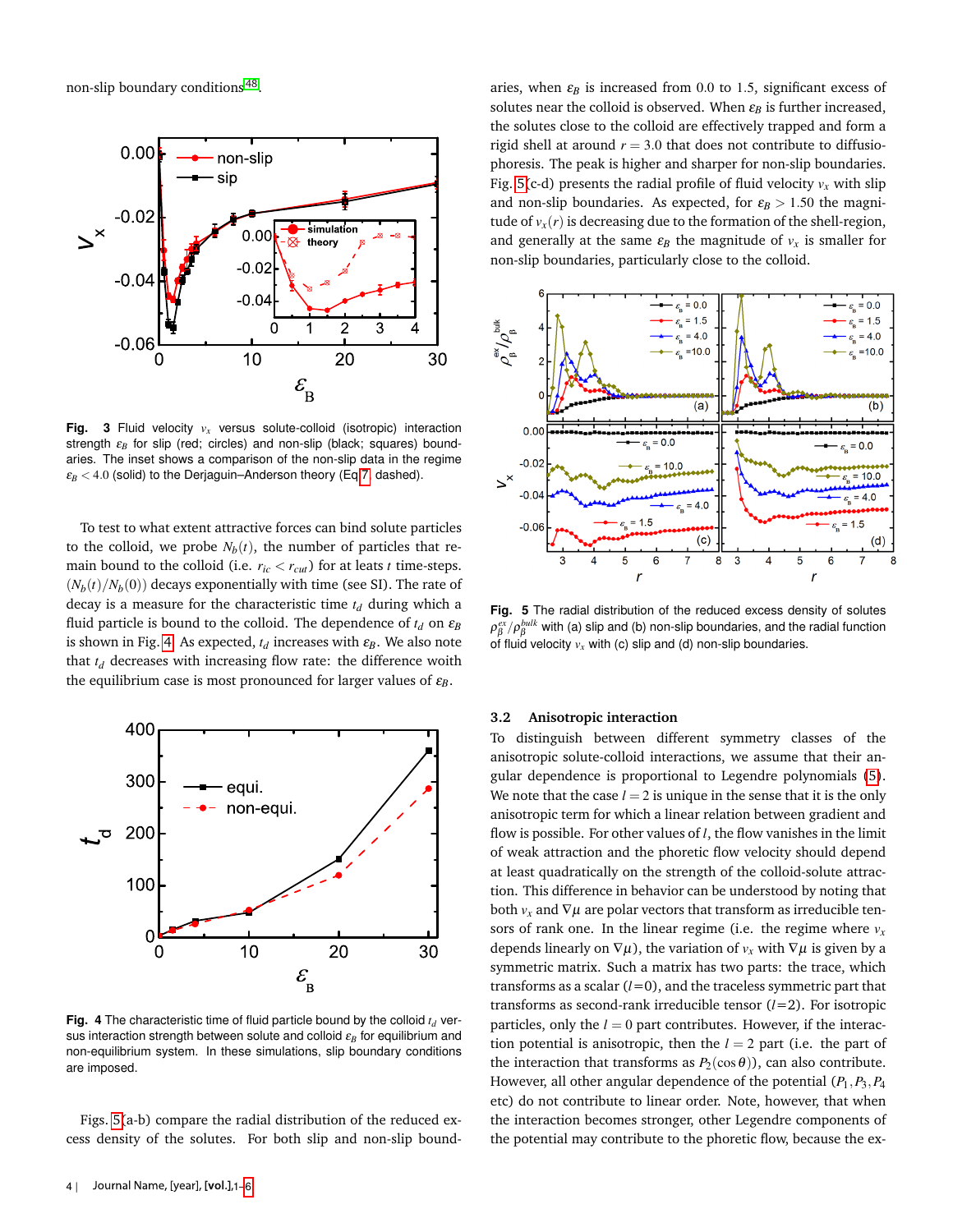non-slip boundary conditions[48].

**Fig. 3** Fluid velocity $v_x$ versus solute-colloid (isotropic) interaction strength $\varepsilon_B$ for slip (red; circles) and non-slip (black; squares) boundaries. The inset shows a comparison of the non-slip data in the regime $\varepsilon_B < 4.0$ (solid) to the Derjaguin–Anderson theory (Eq 7 dashed).

To test to what extent attractive forces can bind solute particles to the colloid, we probe $N_b(t)$, the number of particles that remain bound to the colloid (i.e. $r_{ic} < r_{cut}$) for at leats $t$ time-steps. $(N_b(t)/N_b(0))$ decays exponentially with time (see SI). The rate of decay is a measure for the characteristic time $t_d$ during which a fluid particle is bound to the colloid. The dependence of $t_d$ on $\varepsilon_B$ is shown in Fig. 4. As expected, $t_d$ increases with $\varepsilon_B$. We also note that $t_d$ decreases with increasing flow rate: the difference woith the equilibrium case is most pronounced for larger values of $\varepsilon_B$.

**Fig. 4** The characteristic time of fluid particle bound by the colloid $t_d$ versus interaction strength between solute and colloid $\varepsilon_B$ for equilibrium and non-equilibrium system. In these simulations, slip boundary conditions are imposed.

Figs. 5(a-b) compare the radial distribution of the reduced excess density of the solutes. For both slip and non-slip boundaries, when $\varepsilon_B$ is increased from 0.0 to 1.5, significant excess of solutes near the colloid is observed. When $\varepsilon_B$ is further increased, the solutes close to the colloid are effectively trapped and form a rigid shell at around $r = 3.0$ that does not contribute to diffusiophoresis. The peak is higher and sharper for non-slip boundaries. Fig. 5(c-d) presents the radial profile of fluid velocity $v_x$ with slip and non-slip boundaries. As expected, for $\varepsilon_B > 1.50$ the magnitude of $v_x(r)$ is decreasing due to the formation of the shell-region, and generally at the same $\varepsilon_B$ the magnitude of $v_x$ is smaller for non-slip boundaries, particularly close to the colloid.

**Fig. 5** The radial distribution of the reduced excess density of solutes $\rho^{ex}_\beta/\rho^{bulk}_\beta$ with (a) slip and (b) non-slip boundaries, and the radial function of fluid velocity $v_x$ with (c) slip and (d) non-slip boundaries.

### 3.2 Anisotropic interaction

To distinguish between different symmetry classes of the anisotropic solute-colloid interactions, we assume that their angular dependence is proportional to Legendre polynomials (5). We note that the case $l = 2$ is unique in the sense that it is the only anisotropic term for which a linear relation between gradient and flow is possible. For other values of $l$, the flow vanishes in the limit of weak attraction and the phoretic flow velocity should depend at least quadratically on the strength of the colloid-solute attraction. This difference in behavior can be understood by noting that both $v_x$ and $\nabla\mu$ are polar vectors that transform as irreducible tensors of rank one. In the linear regime (i.e. the regime where $v_x$ depends linearly on $\nabla\mu$), the variation of $v_x$ with $\nabla\mu$ is given by a symmetric matrix. Such a matrix has two parts: the trace, which transforms as a scalar ($l$=0), and the traceless symmetric part that transforms as second-rank irreducible tensor ($l$=2). For isotropic particles, only the $l = 0$ part contributes. However, if the interaction potential is anisotropic, then the $l = 2$ part (i.e. the part of the interaction that transforms as $P_2(\cos\theta)$), can also contribute. However, all other angular dependence of the potential ($P_1, P_3, P_4$ etc) do not contribute to linear order. Note, however, that when the interaction becomes stronger, other Legendre components of the potential may contribute to the phoretic flow, because the ex-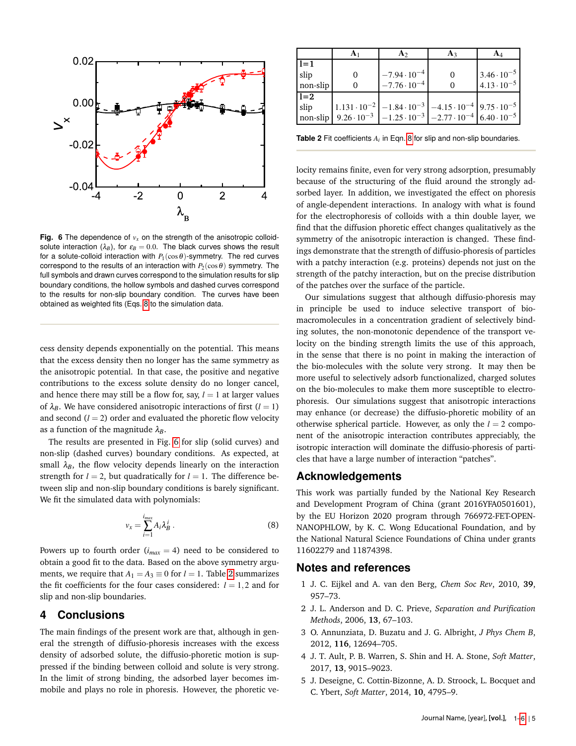**Fig. 6** The dependence of $v_x$ on the strength of the anisotropic colloid-solute interaction ($\lambda_B$), for $\varepsilon_B = 0.0$. The black curves shows the result for a solute-colloid interaction with $P_1(\cos\theta)$-symmetry. The red curves correspond to the results of an interaction with $P_2(\cos\theta)$ symmetry. The full symbols and drawn curves correspond to the simulation results for slip boundary conditions, the hollow symbols and dashed curves correspond to the results for non-slip boundary condition. The curves have been obtained as weighted fits (Eqs. 8 to the simulation data.

cess density depends exponentially on the potential. This means that the excess density then no longer has the same symmetry as the anisotropic potential. In that case, the positive and negative contributions to the excess solute density do no longer cancel, and hence there may still be a flow for, say, $l = 1$ at larger values of $\lambda_B$. We have considered anisotropic interactions of first ($l = 1$) and second ($l = 2$) order and evaluated the phoretic flow velocity as a function of the magnitude $\lambda_B$.

The results are presented in Fig. 6 for slip (solid curves) and non-slip (dashed curves) boundary conditions. As expected, at small $\lambda_B$, the flow velocity depends linearly on the interaction strength for $l = 2$, but quadratically for $l = 1$. The difference between slip and non-slip boundary conditions is barely significant. We fit the simulated data with polynomials:

$$v_x = \sum_{i=1}^{i_{max}} A_i \lambda_B^i \,. \tag{8}$$

Powers up to fourth order ($i_{max} = 4$) need to be considered to obtain a good fit to the data. Based on the above symmetry arguments, we require that $A_1 = A_3 \equiv 0$ for $l = 1$. Table 2 summarizes the fit coefficients for the four cases considered: $l = 1, 2$ and for slip and non-slip boundaries.

|  | $A_1$ | $A_2$ | $A_3$ | $A_4$ |
|---|---|---|---|---|
| **l=1** |  |  |  |  |
| slip | 0 | $-7.94 \cdot 10^{-4}$ | 0 | $3.46 \cdot 10^{-5}$ |
| non-slip | 0 | $-7.76 \cdot 10^{-4}$ | 0 | $4.13 \cdot 10^{-5}$ |
| **l=2** |  |  |  |  |
| slip | $1.131 \cdot 10^{-2}$ | $-1.84 \cdot 10^{-3}$ | $-4.15 \cdot 10^{-4}$ | $9.75 \cdot 10^{-5}$ |
| non-slip | $9.26 \cdot 10^{-3}$ | $-1.25 \cdot 10^{-3}$ | $-2.77 \cdot 10^{-4}$ | $6.40 \cdot 10^{-5}$ |

**Table 2** Fit coefficients $A_i$ in Eqn. 8 for slip and non-slip boundaries.

## 4 Conclusions

The main findings of the present work are that, although in general the strength of diffusio-phoresis increases with the excess density of adsorbed solute, the diffusio-phoretic motion is suppressed if the binding between colloid and solute is very strong. In the limit of strong binding, the adsorbed layer becomes immobile and plays no role in phoresis. However, the phoretic velocity remains finite, even for very strong adsorption, presumably because of the structuring of the fluid around the strongly adsorbed layer. In addition, we investigated the effect on phoresis of angle-dependent interactions. In analogy with what is found for the electrophoresis of colloids with a thin double layer, we find that the diffusion phoretic effect changes qualitatively as the symmetry of the anisotropic interaction is changed. These findings demonstrate that the strength of diffusio-phoresis of particles with a patchy interaction (e.g. proteins) depends not just on the strength of the patchy interaction, but on the precise distribution of the patches over the surface of the particle.

Our simulations suggest that although diffusio-phoresis may in principle be used to induce selective transport of bio-macromolecules in a concentration gradient of selectively binding solutes, the non-monotonic dependence of the transport velocity on the binding strength limits the use of this approach, in the sense that there is no point in making the interaction of the bio-molecules with the solute very strong. It may then be more useful to selectively adsorb functionalized, charged solutes on the bio-molecules to make them more susceptible to electrophoresis. Our simulations suggest that anisotropic interactions may enhance (or decrease) the diffusio-phoretic mobility of an otherwise spherical particle. However, as only the $l = 2$ component of the anisotropic interaction contributes appreciably, the isotropic interaction will dominate the diffusio-phoresis of particles that have a large number of interaction "patches".

## Acknowledgements

This work was partially funded by the National Key Research and Development Program of China (grant 2016YFA0501601), by the EU Horizon 2020 program through 766972-FET-OPEN-NANOPHLOW, by K. C. Wong Educational Foundation, and by the National Natural Science Foundations of China under grants 11602279 and 11874398.

## Notes and references

1. J. C. Eijkel and A. van den Berg, *Chem Soc Rev*, 2010, **39**, 957–73.
2. J. L. Anderson and D. C. Prieve, *Separation and Purification Methods*, 2006, **13**, 67–103.
3. O. Annunziata, D. Buzatu and J. G. Albright, *J Phys Chem B*, 2012, **116**, 12694–705.
4. J. T. Ault, P. B. Warren, S. Shin and H. A. Stone, *Soft Matter*, 2017, **13**, 9015–9023.
5. J. Deseigne, C. Cottin-Bizonne, A. D. Stroock, L. Bocquet and C. Ybert, *Soft Matter*, 2014, **10**, 4795–9.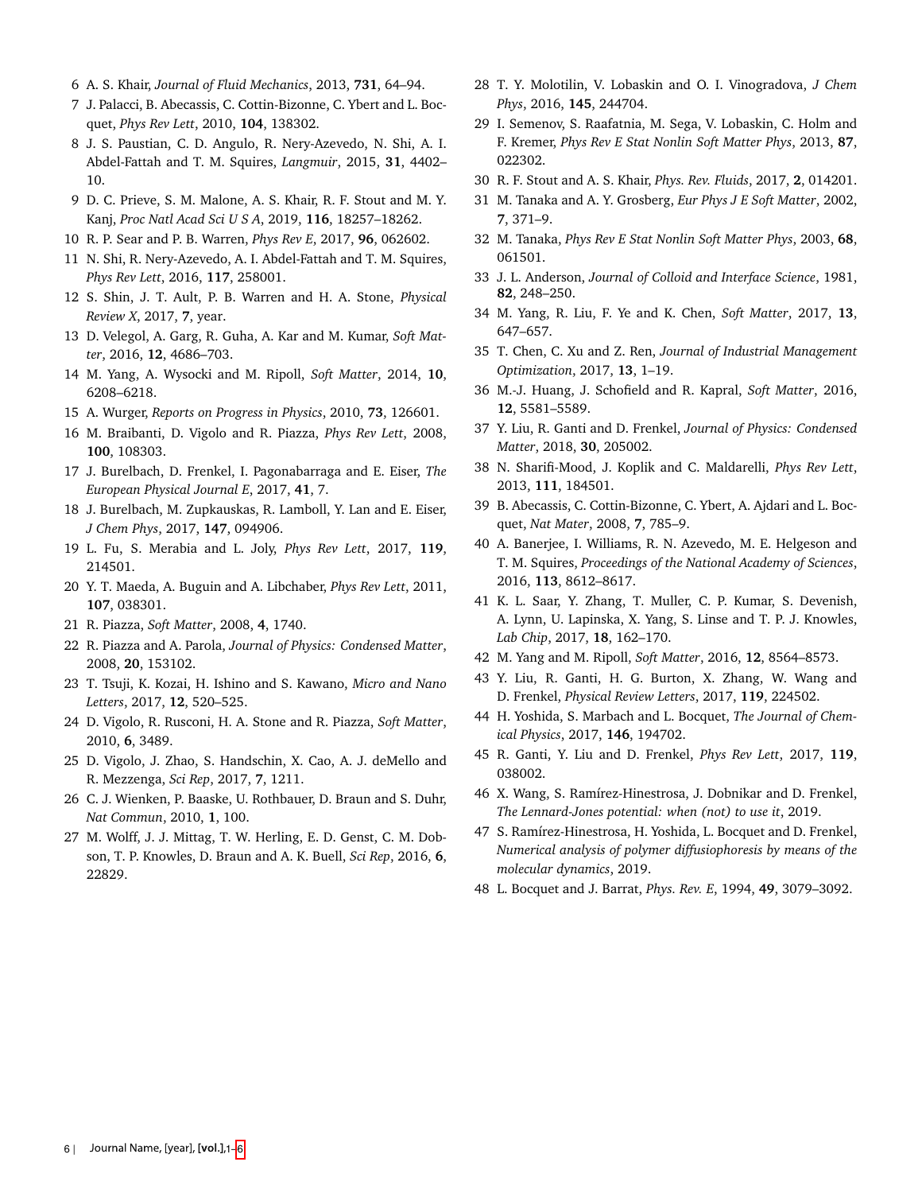6 A. S. Khair, *Journal of Fluid Mechanics*, 2013, **731**, 64–94.

7 J. Palacci, B. Abecassis, C. Cottin-Bizonne, C. Ybert and L. Bocquet, *Phys Rev Lett*, 2010, **104**, 138302.

8 J. S. Paustian, C. D. Angulo, R. Nery-Azevedo, N. Shi, A. I. Abdel-Fattah and T. M. Squires, *Langmuir*, 2015, **31**, 4402–10.

9 D. C. Prieve, S. M. Malone, A. S. Khair, R. F. Stout and M. Y. Kanj, *Proc Natl Acad Sci U S A*, 2019, **116**, 18257–18262.

10 R. P. Sear and P. B. Warren, *Phys Rev E*, 2017, **96**, 062602.

11 N. Shi, R. Nery-Azevedo, A. I. Abdel-Fattah and T. M. Squires, *Phys Rev Lett*, 2016, **117**, 258001.

12 S. Shin, J. T. Ault, P. B. Warren and H. A. Stone, *Physical Review X*, 2017, **7**, year.

13 D. Velegol, A. Garg, R. Guha, A. Kar and M. Kumar, *Soft Matter*, 2016, **12**, 4686–703.

14 M. Yang, A. Wysocki and M. Ripoll, *Soft Matter*, 2014, **10**, 6208–6218.

15 A. Wurger, *Reports on Progress in Physics*, 2010, **73**, 126601.

16 M. Braibanti, D. Vigolo and R. Piazza, *Phys Rev Lett*, 2008, **100**, 108303.

17 J. Burelbach, D. Frenkel, I. Pagonabarraga and E. Eiser, *The European Physical Journal E*, 2017, **41**, 7.

18 J. Burelbach, M. Zupkauskas, R. Lamboll, Y. Lan and E. Eiser, *J Chem Phys*, 2017, **147**, 094906.

19 L. Fu, S. Merabia and L. Joly, *Phys Rev Lett*, 2017, **119**, 214501.

20 Y. T. Maeda, A. Buguin and A. Libchaber, *Phys Rev Lett*, 2011, **107**, 038301.

21 R. Piazza, *Soft Matter*, 2008, **4**, 1740.

22 R. Piazza and A. Parola, *Journal of Physics: Condensed Matter*, 2008, **20**, 153102.

23 T. Tsuji, K. Kozai, H. Ishino and S. Kawano, *Micro and Nano Letters*, 2017, **12**, 520–525.

24 D. Vigolo, R. Rusconi, H. A. Stone and R. Piazza, *Soft Matter*, 2010, **6**, 3489.

25 D. Vigolo, J. Zhao, S. Handschin, X. Cao, A. J. deMello and R. Mezzenga, *Sci Rep*, 2017, **7**, 1211.

26 C. J. Wienken, P. Baaske, U. Rothbauer, D. Braun and S. Duhr, *Nat Commun*, 2010, **1**, 100.

27 M. Wolff, J. J. Mittag, T. W. Herling, E. D. Genst, C. M. Dobson, T. P. Knowles, D. Braun and A. K. Buell, *Sci Rep*, 2016, **6**, 22829.

28 T. Y. Molotilin, V. Lobaskin and O. I. Vinogradova, *J Chem Phys*, 2016, **145**, 244704.

29 I. Semenov, S. Raafatnia, M. Sega, V. Lobaskin, C. Holm and F. Kremer, *Phys Rev E Stat Nonlin Soft Matter Phys*, 2013, **87**, 022302.

30 R. F. Stout and A. S. Khair, *Phys. Rev. Fluids*, 2017, **2**, 014201.

31 M. Tanaka and A. Y. Grosberg, *Eur Phys J E Soft Matter*, 2002, **7**, 371–9.

32 M. Tanaka, *Phys Rev E Stat Nonlin Soft Matter Phys*, 2003, **68**, 061501.

33 J. L. Anderson, *Journal of Colloid and Interface Science*, 1981, **82**, 248–250.

34 M. Yang, R. Liu, F. Ye and K. Chen, *Soft Matter*, 2017, **13**, 647–657.

35 T. Chen, C. Xu and Z. Ren, *Journal of Industrial Management Optimization*, 2017, **13**, 1–19.

36 M.-J. Huang, J. Schofield and R. Kapral, *Soft Matter*, 2016, **12**, 5581–5589.

37 Y. Liu, R. Ganti and D. Frenkel, *Journal of Physics: Condensed Matter*, 2018, **30**, 205002.

38 N. Sharifi-Mood, J. Koplik and C. Maldarelli, *Phys Rev Lett*, 2013, **111**, 184501.

39 B. Abecassis, C. Cottin-Bizonne, C. Ybert, A. Ajdari and L. Bocquet, *Nat Mater*, 2008, **7**, 785–9.

40 A. Banerjee, I. Williams, R. N. Azevedo, M. E. Helgeson and T. M. Squires, *Proceedings of the National Academy of Sciences*, 2016, **113**, 8612–8617.

41 K. L. Saar, Y. Zhang, T. Muller, C. P. Kumar, S. Devenish, A. Lynn, U. Lapinska, X. Yang, S. Linse and T. P. J. Knowles, *Lab Chip*, 2017, **18**, 162–170.

42 M. Yang and M. Ripoll, *Soft Matter*, 2016, **12**, 8564–8573.

43 Y. Liu, R. Ganti, H. G. Burton, X. Zhang, W. Wang and D. Frenkel, *Physical Review Letters*, 2017, **119**, 224502.

44 H. Yoshida, S. Marbach and L. Bocquet, *The Journal of Chemical Physics*, 2017, **146**, 194702.

45 R. Ganti, Y. Liu and D. Frenkel, *Phys Rev Lett*, 2017, **119**, 038002.

46 X. Wang, S. Ramírez-Hinestrosa, J. Dobnikar and D. Frenkel, *The Lennard-Jones potential: when (not) to use it*, 2019.

47 S. Ramírez-Hinestrosa, H. Yoshida, L. Bocquet and D. Frenkel, *Numerical analysis of polymer diffusiophoresis by means of the molecular dynamics*, 2019.

48 L. Bocquet and J. Barrat, *Phys. Rev. E*, 1994, **49**, 3079–3092.